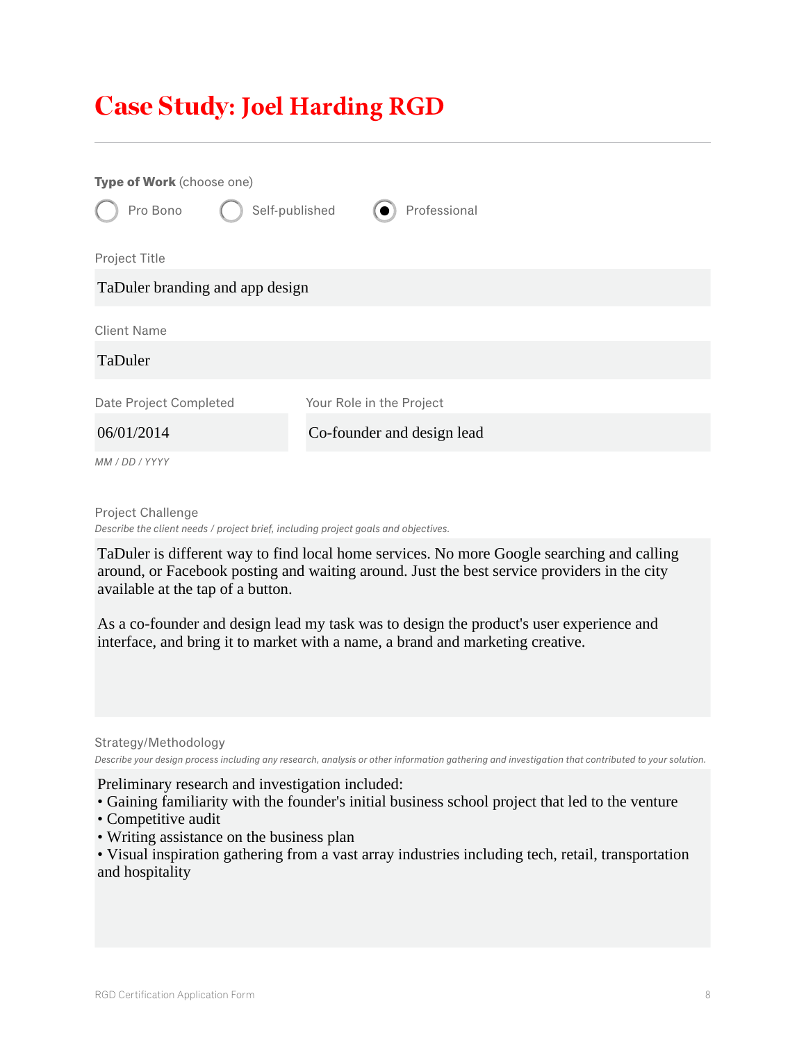# Case Study: Joel Harding RGD

**Type of Work** (choose one)

- ○ Pro Bono
- ○ Self-published
- ● Professional

Project Title

TaDuler branding and app design

Client Name

TaDuler

| Date Project Completed | Your Role in the Project |
|---|---|
| 06/01/2014 | Co-founder and design lead |

*MM / DD / YYYY*

Project Challenge

*Describe the client needs / project brief, including project goals and objectives.*

TaDuler is different way to find local home services. No more Google searching and calling around, or Facebook posting and waiting around. Just the best service providers in the city available at the tap of a button.

As a co-founder and design lead my task was to design the product's user experience and interface, and bring it to market with a name, a brand and marketing creative.

Strategy/Methodology

*Describe your design process including any research, analysis or other information gathering and investigation that contributed to your solution.*

Preliminary research and investigation included:
- Gaining familiarity with the founder's initial business school project that led to the venture
- Competitive audit
- Writing assistance on the business plan
- Visual inspiration gathering from a vast array industries including tech, retail, transportation and hospitality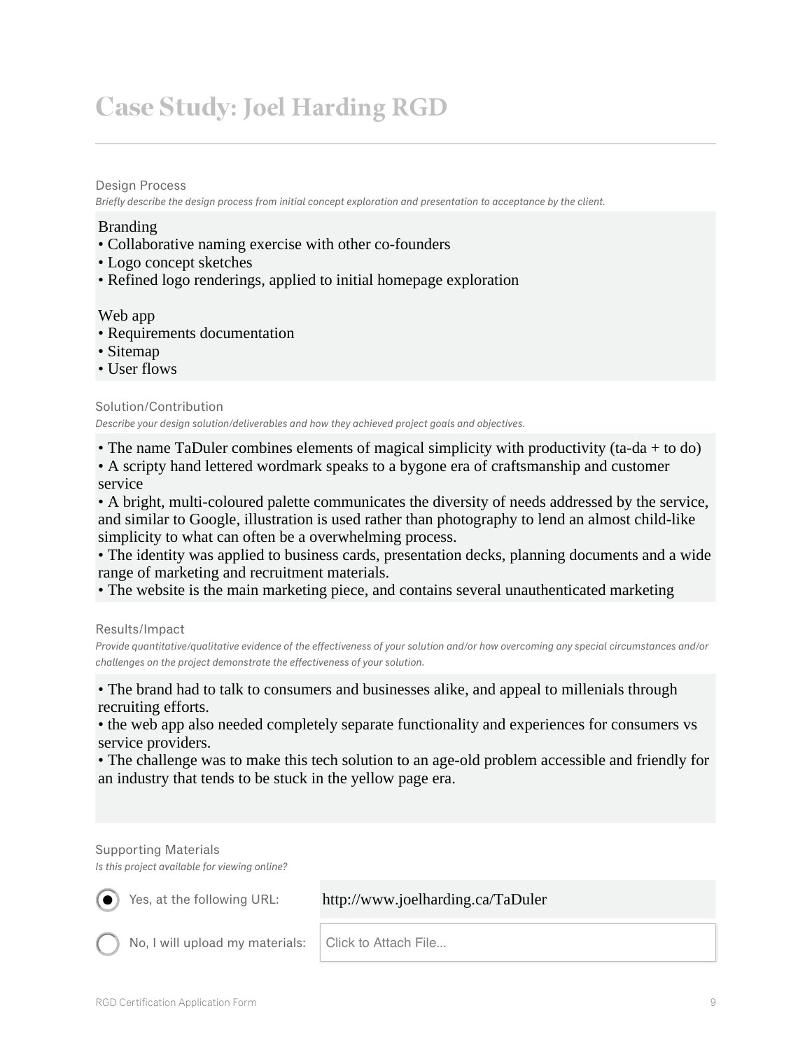# Case Study: Joel Harding RGD

## Design Process

*Briefly describe the design process from initial concept exploration and presentation to acceptance by the client.*

Branding
- Collaborative naming exercise with other co-founders
- Logo concept sketches
- Refined logo renderings, applied to initial homepage exploration

Web app
- Requirements documentation
- Sitemap
- User flows

## Solution/Contribution

*Describe your design solution/deliverables and how they achieved project goals and objectives.*

- The name TaDuler combines elements of magical simplicity with productivity (ta-da + to do)
- A scripty hand lettered wordmark speaks to a bygone era of craftsmanship and customer service
- A bright, multi-coloured palette communicates the diversity of needs addressed by the service, and similar to Google, illustration is used rather than photography to lend an almost child-like simplicity to what can often be a overwhelming process.
- The identity was applied to business cards, presentation decks, planning documents and a wide range of marketing and recruitment materials.
- The website is the main marketing piece, and contains several unauthenticated marketing

## Results/Impact

*Provide quantitative/qualitative evidence of the effectiveness of your solution and/or how overcoming any special circumstances and/or challenges on the project demonstrate the effectiveness of your solution.*

- The brand had to talk to consumers and businesses alike, and appeal to millenials through recruiting efforts.
- the web app also needed completely separate functionality and experiences for consumers vs service providers.
- The challenge was to make this tech solution to an age-old problem accessible and friendly for an industry that tends to be stuck in the yellow page era.

## Supporting Materials

*Is this project available for viewing online?*

- (●) Yes, at the following URL: http://www.joelharding.ca/TaDuler
- ( ) No, I will upload my materials: Click to Attach File...